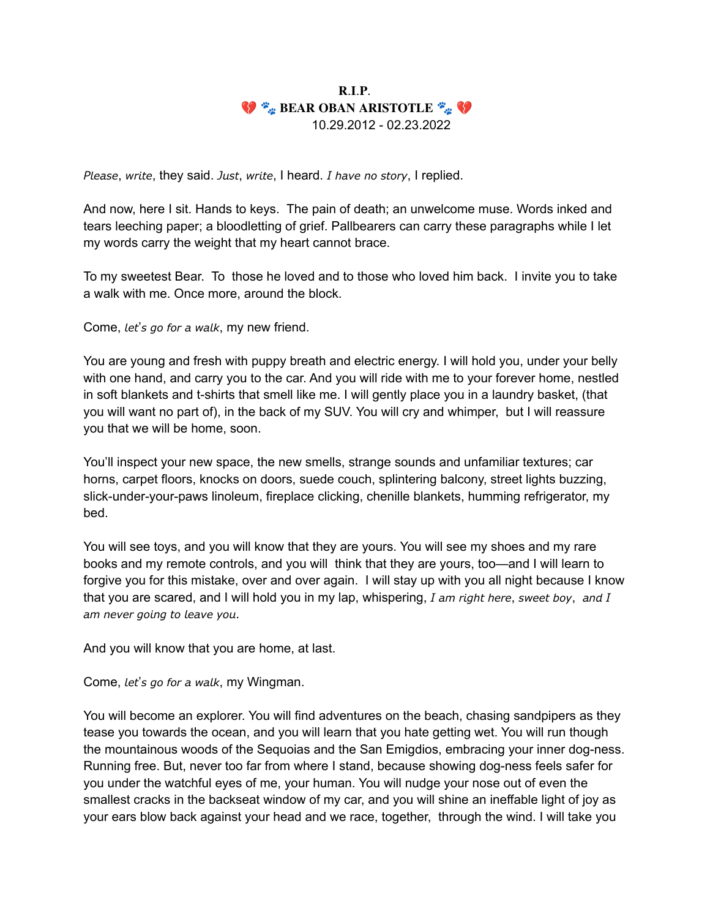**R.I.P.**

**💔 🐾 BEAR OBAN ARISTOTLE 🐾 💔**

10.29.2012 - 02.23.2022

*Please*, *write*, they said. *Just*, *write*, I heard. *I have no story*, I replied.

And now, here I sit. Hands to keys. The pain of death; an unwelcome muse. Words inked and tears leeching paper; a bloodletting of grief. Pallbearers can carry these paragraphs while I let my words carry the weight that my heart cannot brace.

To my sweetest Bear. To those he loved and to those who loved him back. I invite you to take a walk with me. Once more, around the block.

Come, *let's go for a walk*, my new friend.

You are young and fresh with puppy breath and electric energy. I will hold you, under your belly with one hand, and carry you to the car. And you will ride with me to your forever home, nestled in soft blankets and t-shirts that smell like me. I will gently place you in a laundry basket, (that you will want no part of), in the back of my SUV. You will cry and whimper, but I will reassure you that we will be home, soon.

You'll inspect your new space, the new smells, strange sounds and unfamiliar textures; car horns, carpet floors, knocks on doors, suede couch, splintering balcony, street lights buzzing, slick-under-your-paws linoleum, fireplace clicking, chenille blankets, humming refrigerator, my bed.

You will see toys, and you will know that they are yours. You will see my shoes and my rare books and my remote controls, and you will think that they are yours, too—and I will learn to forgive you for this mistake, over and over again. I will stay up with you all night because I know that you are scared, and I will hold you in my lap, whispering, *I am right here*, *sweet boy*, *and I am never going to leave you*.

And you will know that you are home, at last.

Come, *let's go for a walk*, my Wingman.

You will become an explorer. You will find adventures on the beach, chasing sandpipers as they tease you towards the ocean, and you will learn that you hate getting wet. You will run though the mountainous woods of the Sequoias and the San Emigdios, embracing your inner dog-ness. Running free. But, never too far from where I stand, because showing dog-ness feels safer for you under the watchful eyes of me, your human. You will nudge your nose out of even the smallest cracks in the backseat window of my car, and you will shine an ineffable light of joy as your ears blow back against your head and we race, together, through the wind. I will take you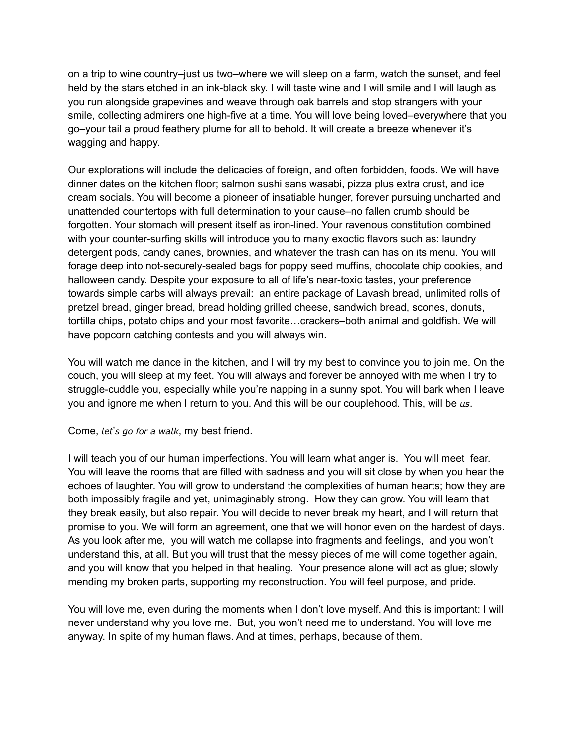on a trip to wine country–just us two–where we will sleep on a farm, watch the sunset, and feel held by the stars etched in an ink-black sky. I will taste wine and I will smile and I will laugh as you run alongside grapevines and weave through oak barrels and stop strangers with your smile, collecting admirers one high-five at a time. You will love being loved–everywhere that you go–your tail a proud feathery plume for all to behold. It will create a breeze whenever it's wagging and happy.

Our explorations will include the delicacies of foreign, and often forbidden, foods. We will have dinner dates on the kitchen floor; salmon sushi sans wasabi, pizza plus extra crust, and ice cream socials. You will become a pioneer of insatiable hunger, forever pursuing uncharted and unattended countertops with full determination to your cause–no fallen crumb should be forgotten. Your stomach will present itself as iron-lined. Your ravenous constitution combined with your counter-surfing skills will introduce you to many exoctic flavors such as: laundry detergent pods, candy canes, brownies, and whatever the trash can has on its menu. You will forage deep into not-securely-sealed bags for poppy seed muffins, chocolate chip cookies, and halloween candy. Despite your exposure to all of life's near-toxic tastes, your preference towards simple carbs will always prevail: an entire package of Lavash bread, unlimited rolls of pretzel bread, ginger bread, bread holding grilled cheese, sandwich bread, scones, donuts, tortilla chips, potato chips and your most favorite…crackers–both animal and goldfish. We will have popcorn catching contests and you will always win.

You will watch me dance in the kitchen, and I will try my best to convince you to join me. On the couch, you will sleep at my feet. You will always and forever be annoyed with me when I try to struggle-cuddle you, especially while you're napping in a sunny spot. You will bark when I leave you and ignore me when I return to you. And this will be our couplehood. This, will be *us*.

Come, *let's go for a walk*, my best friend.

I will teach you of our human imperfections. You will learn what anger is. You will meet fear. You will leave the rooms that are filled with sadness and you will sit close by when you hear the echoes of laughter. You will grow to understand the complexities of human hearts; how they are both impossibly fragile and yet, unimaginably strong. How they can grow. You will learn that they break easily, but also repair. You will decide to never break my heart, and I will return that promise to you. We will form an agreement, one that we will honor even on the hardest of days. As you look after me, you will watch me collapse into fragments and feelings, and you won't understand this, at all. But you will trust that the messy pieces of me will come together again, and you will know that you helped in that healing. Your presence alone will act as glue; slowly mending my broken parts, supporting my reconstruction. You will feel purpose, and pride.

You will love me, even during the moments when I don't love myself. And this is important: I will never understand why you love me. But, you won't need me to understand. You will love me anyway. In spite of my human flaws. And at times, perhaps, because of them.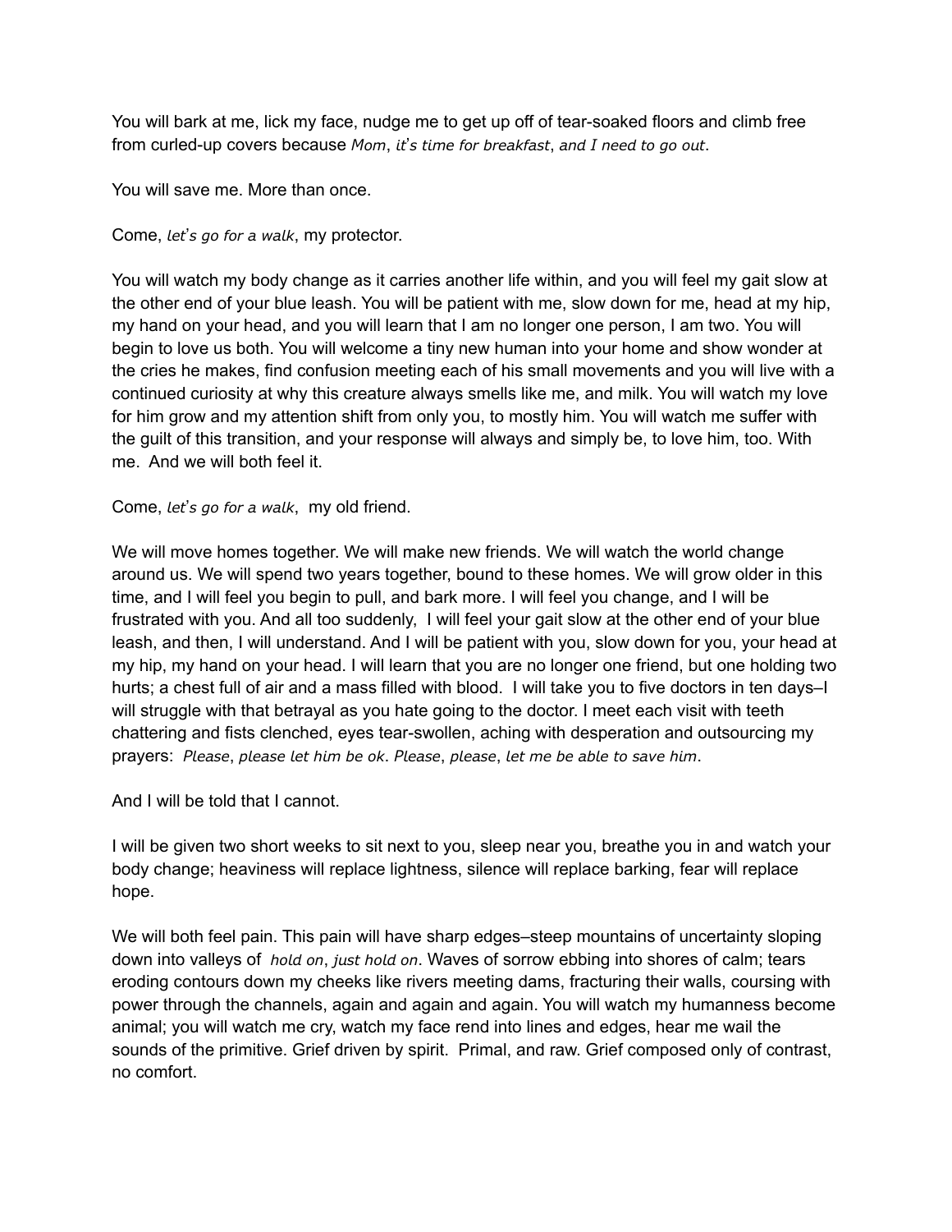You will bark at me, lick my face, nudge me to get up off of tear-soaked floors and climb free from curled-up covers because *Mom, it's time for breakfast, and I need to go out.*

You will save me. More than once.

Come, *let's go for a walk*, my protector.

You will watch my body change as it carries another life within, and you will feel my gait slow at the other end of your blue leash. You will be patient with me, slow down for me, head at my hip, my hand on your head, and you will learn that I am no longer one person, I am two. You will begin to love us both. You will welcome a tiny new human into your home and show wonder at the cries he makes, find confusion meeting each of his small movements and you will live with a continued curiosity at why this creature always smells like me, and milk. You will watch my love for him grow and my attention shift from only you, to mostly him. You will watch me suffer with the guilt of this transition, and your response will always and simply be, to love him, too. With me. And we will both feel it.

Come, *let's go for a walk*, my old friend.

We will move homes together. We will make new friends. We will watch the world change around us. We will spend two years together, bound to these homes. We will grow older in this time, and I will feel you begin to pull, and bark more. I will feel you change, and I will be frustrated with you. And all too suddenly, I will feel your gait slow at the other end of your blue leash, and then, I will understand. And I will be patient with you, slow down for you, your head at my hip, my hand on your head. I will learn that you are no longer one friend, but one holding two hurts; a chest full of air and a mass filled with blood. I will take you to five doctors in ten days–I will struggle with that betrayal as you hate going to the doctor. I meet each visit with teeth chattering and fists clenched, eyes tear-swollen, aching with desperation and outsourcing my prayers: *Please, please let him be ok. Please, please, let me be able to save him.*

And I will be told that I cannot.

I will be given two short weeks to sit next to you, sleep near you, breathe you in and watch your body change; heaviness will replace lightness, silence will replace barking, fear will replace hope.

We will both feel pain. This pain will have sharp edges–steep mountains of uncertainty sloping down into valleys of *hold on, just hold on*. Waves of sorrow ebbing into shores of calm; tears eroding contours down my cheeks like rivers meeting dams, fracturing their walls, coursing with power through the channels, again and again and again. You will watch my humanness become animal; you will watch me cry, watch my face rend into lines and edges, hear me wail the sounds of the primitive. Grief driven by spirit. Primal, and raw. Grief composed only of contrast, no comfort.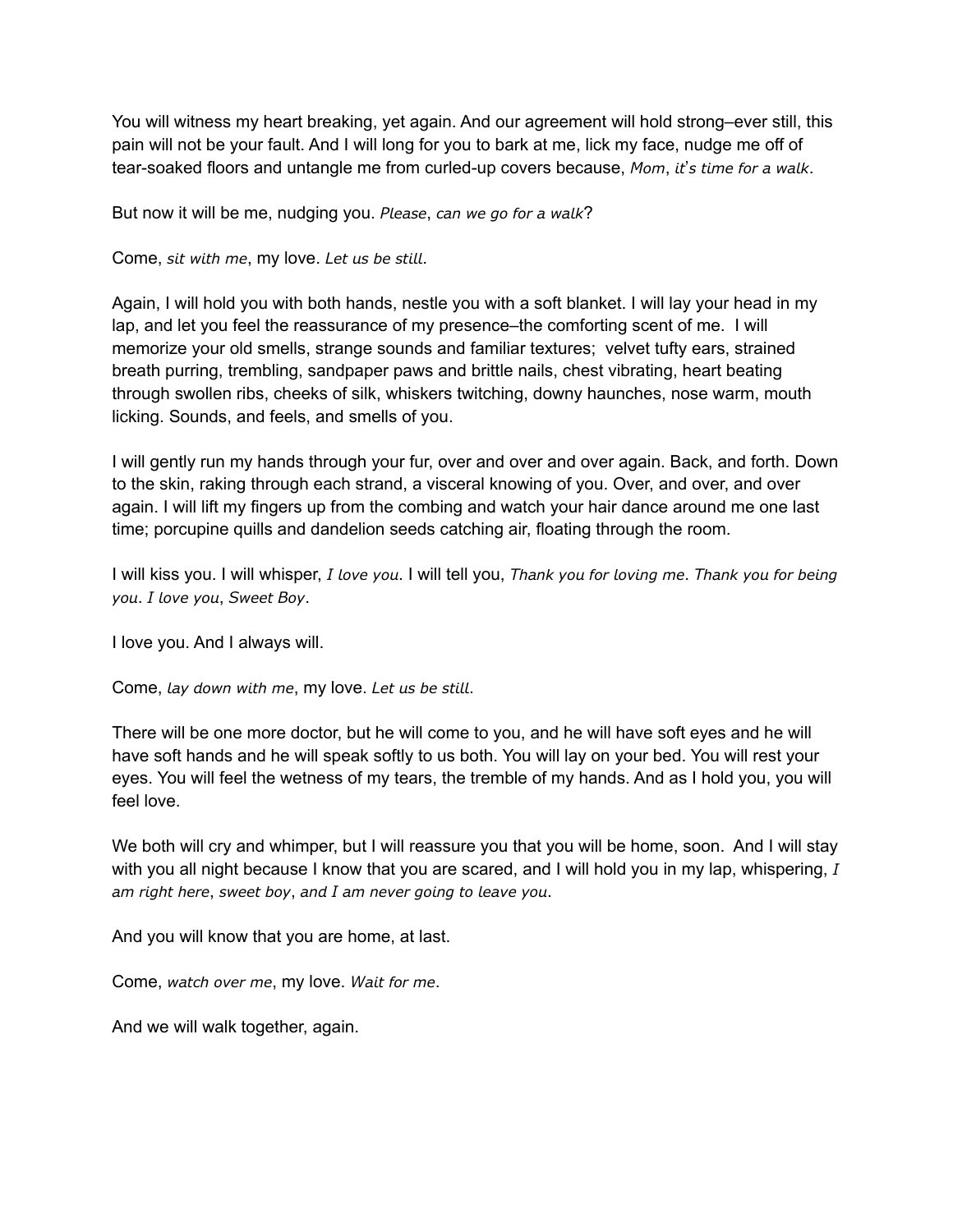You will witness my heart breaking, yet again. And our agreement will hold strong–ever still, this pain will not be your fault. And I will long for you to bark at me, lick my face, nudge me off of tear-soaked floors and untangle me from curled-up covers because, *Mom, it's time for a walk*.

But now it will be me, nudging you. *Please, can we go for a walk*?

Come, *sit with me*, my love. *Let us be still*.

Again, I will hold you with both hands, nestle you with a soft blanket. I will lay your head in my lap, and let you feel the reassurance of my presence–the comforting scent of me. I will memorize your old smells, strange sounds and familiar textures; velvet tufty ears, strained breath purring, trembling, sandpaper paws and brittle nails, chest vibrating, heart beating through swollen ribs, cheeks of silk, whiskers twitching, downy haunches, nose warm, mouth licking. Sounds, and feels, and smells of you.

I will gently run my hands through your fur, over and over and over again. Back, and forth. Down to the skin, raking through each strand, a visceral knowing of you. Over, and over, and over again. I will lift my fingers up from the combing and watch your hair dance around me one last time; porcupine quills and dandelion seeds catching air, floating through the room.

I will kiss you. I will whisper, *I love you*. I will tell you, *Thank you for loving me. Thank you for being you. I love you, Sweet Boy*.

I love you. And I always will.

Come, *lay down with me*, my love. *Let us be still*.

There will be one more doctor, but he will come to you, and he will have soft eyes and he will have soft hands and he will speak softly to us both. You will lay on your bed. You will rest your eyes. You will feel the wetness of my tears, the tremble of my hands. And as I hold you, you will feel love.

We both will cry and whimper, but I will reassure you that you will be home, soon. And I will stay with you all night because I know that you are scared, and I will hold you in my lap, whispering, *I am right here, sweet boy, and I am never going to leave you*.

And you will know that you are home, at last.

Come, *watch over me*, my love. *Wait for me*.

And we will walk together, again.